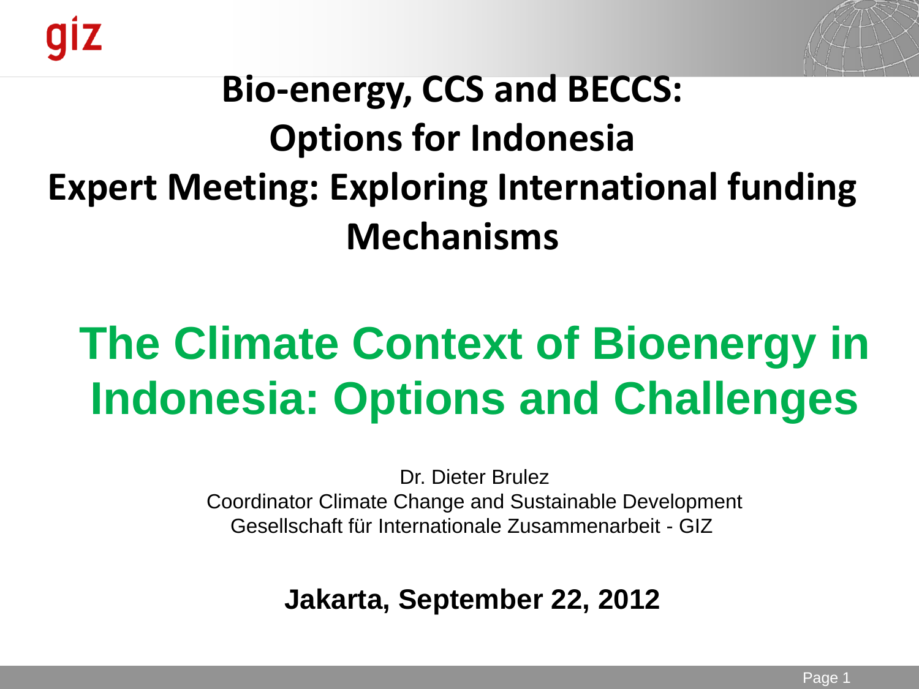# Bio-energy, CCS and BECCS: Options for Indonesia

# Expert Meeting: Exploring International funding Mechanisms

## The Climate Context of Bioenergy in Indonesia: Options and Challenges

Dr. Dieter Brulez
Coordinator Climate Change and Sustainable Development
Gesellschaft für Internationale Zusammenarbeit - GIZ

**Jakarta, September 22, 2012**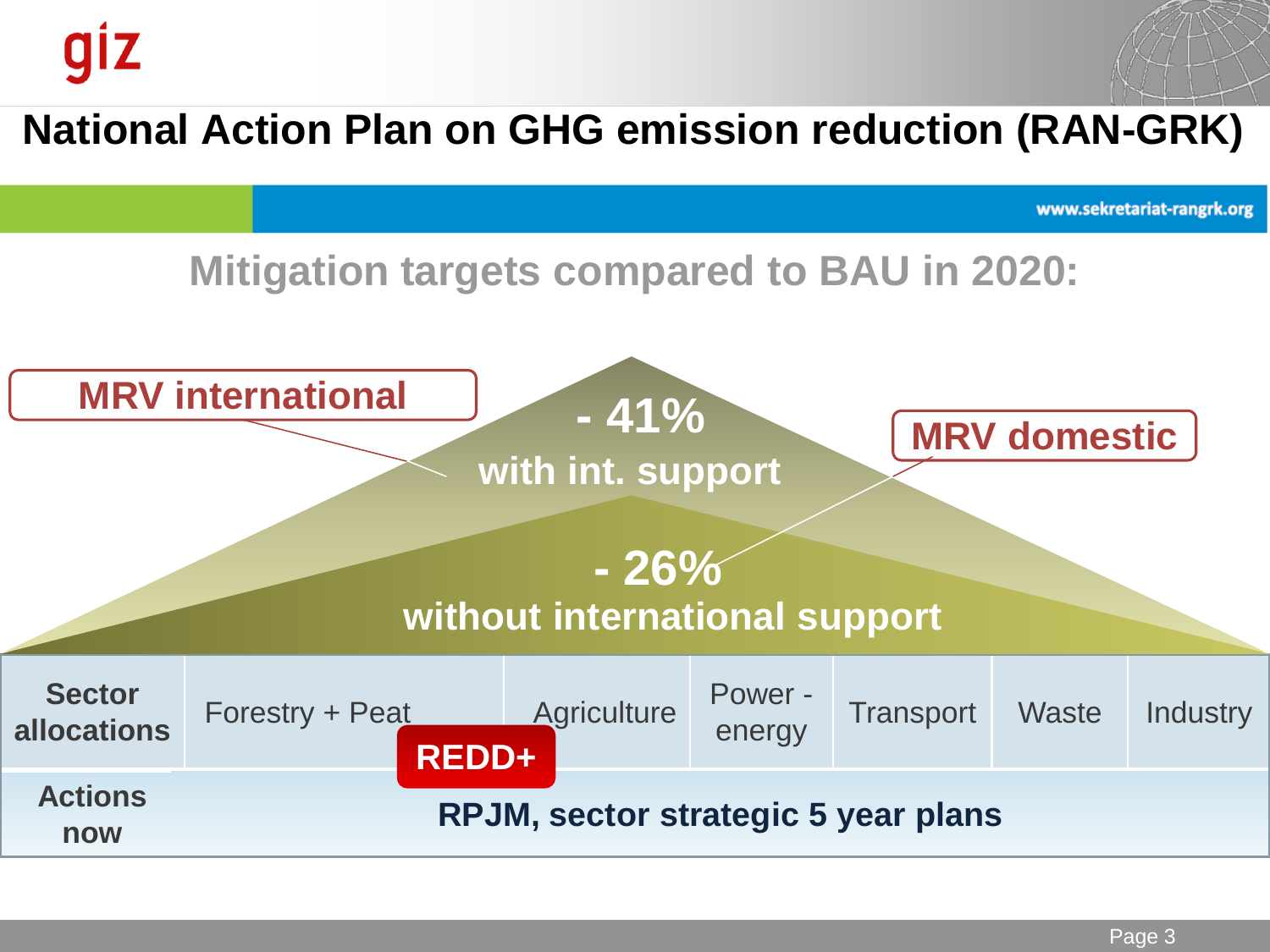# National Action Plan on GHG emission reduction (RAN-GRK)

www.sekretariat-rangrk.org

## Mitigation targets compared to BAU in 2020:

**MRV international**

**- 41%**
**with int. support**

**MRV domestic**

**- 26%**
**without international support**

| **Sector allocations** | Forestry + Peat | Agriculture | Power - energy | Transport | Waste | Industry |
|---|---|---|---|---|---|---|
| **Actions now** | **RPJM, sector strategic 5 year plans** | | | | | |

**REDD+**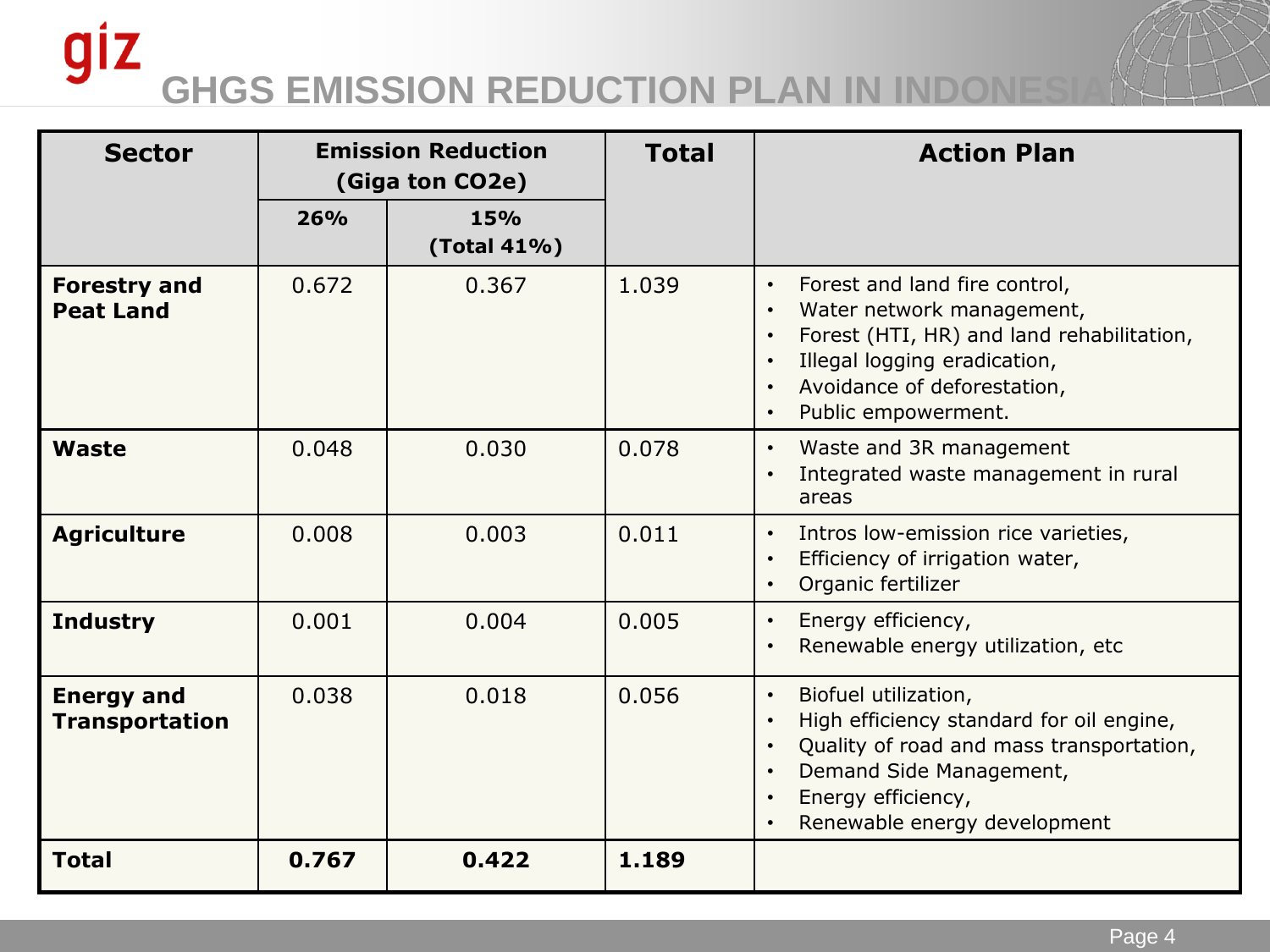# GHGS EMISSION REDUCTION PLAN IN INDONESIA

| Sector | Emission Reduction (Giga ton CO2e) | | Total | Action Plan |
|---|---|---|---|---|
| | 26% | 15% (Total 41%) | | |
| **Forestry and Peat Land** | 0.672 | 0.367 | 1.039 | • Forest and land fire control,<br>• Water network management,<br>• Forest (HTI, HR) and land rehabilitation,<br>• Illegal logging eradication,<br>• Avoidance of deforestation,<br>• Public empowerment. |
| **Waste** | 0.048 | 0.030 | 0.078 | • Waste and 3R management<br>• Integrated waste management in rural areas |
| **Agriculture** | 0.008 | 0.003 | 0.011 | • Intros low-emission rice varieties,<br>• Efficiency of irrigation water,<br>• Organic fertilizer |
| **Industry** | 0.001 | 0.004 | 0.005 | • Energy efficiency,<br>• Renewable energy utilization, etc |
| **Energy and Transportation** | 0.038 | 0.018 | 0.056 | • Biofuel utilization,<br>• High efficiency standard for oil engine,<br>• Quality of road and mass transportation,<br>• Demand Side Management,<br>• Energy efficiency,<br>• Renewable energy development |
| **Total** | **0.767** | **0.422** | **1.189** | |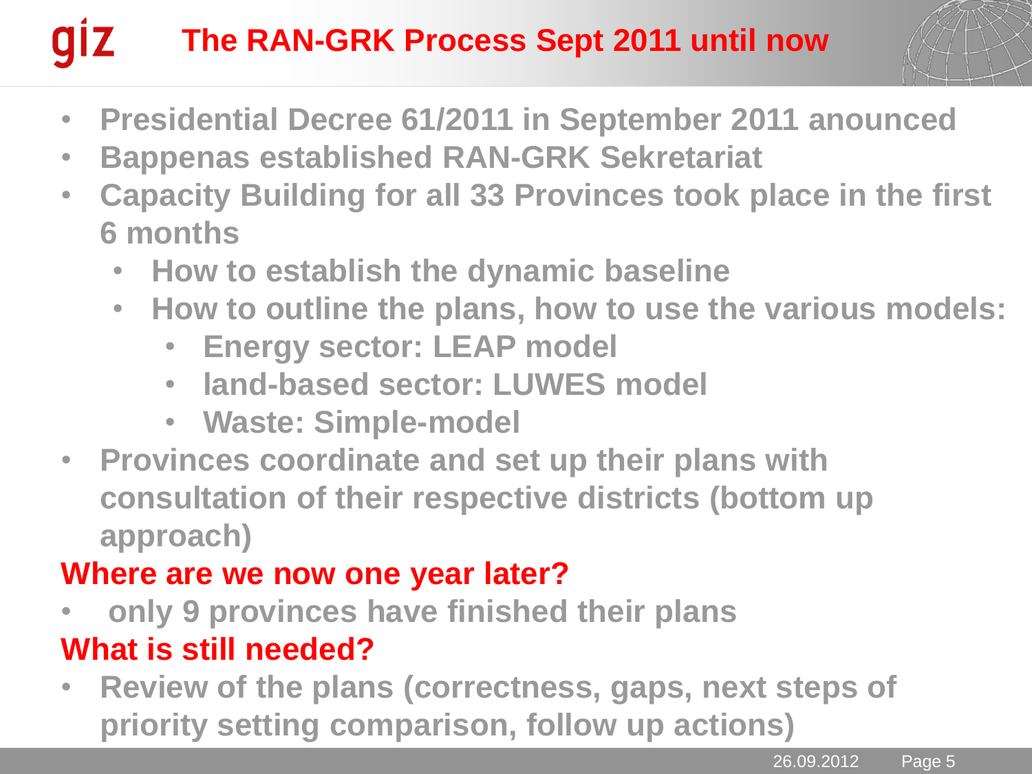# The RAN-GRK Process Sept 2011 until now

- Presidential Decree 61/2011 in September 2011 anounced
- Bappenas established RAN-GRK Sekretariat
- Capacity Building for all 33 Provinces took place in the first 6 months
  - How to establish the dynamic baseline
  - How to outline the plans, how to use the various models:
    - Energy sector: LEAP model
    - land-based sector: LUWES model
    - Waste: Simple-model
- Provinces coordinate and set up their plans with consultation of their respective districts (bottom up approach)

**Where are we now one year later?**

- only 9 provinces have finished their plans

**What is still needed?**

- Review of the plans (correctness, gaps, next steps of priority setting comparison, follow up actions)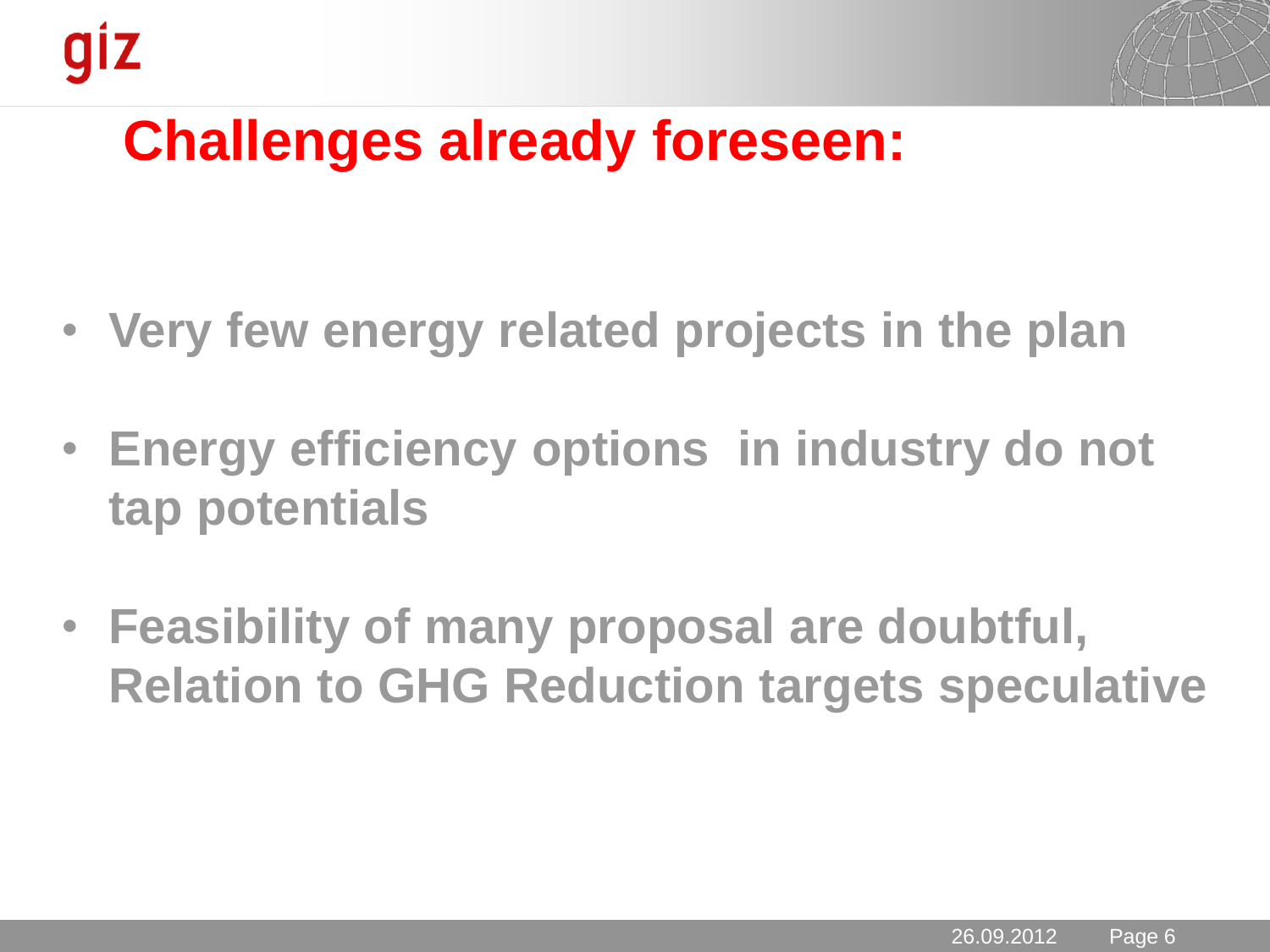# Challenges already foreseen:

- **Very few energy related projects in the plan**
- **Energy efficiency options in industry do not tap potentials**
- **Feasibility of many proposal are doubtful, Relation to GHG Reduction targets speculative**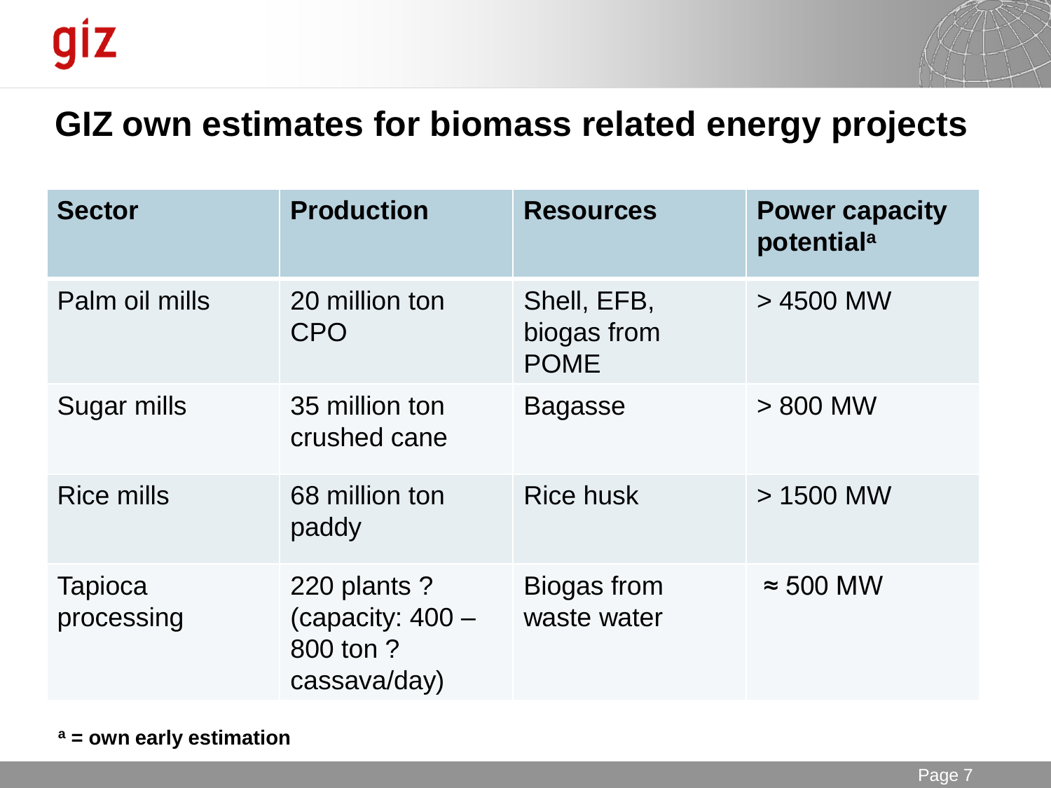# GIZ own estimates for biomass related energy projects

| Sector | Production | Resources | Power capacity potential[a] |
|---|---|---|---|
| Palm oil mills | 20 million ton CPO | Shell, EFB, biogas from POME | > 4500 MW |
| Sugar mills | 35 million ton crushed cane | Bagasse | > 800 MW |
| Rice mills | 68 million ton paddy | Rice husk | > 1500 MW |
| Tapioca processing | 220 plants ? (capacity: 400 – 800 ton ? cassava/day) | Biogas from waste water | ≈ 500 MW |

**[a] = own early estimation**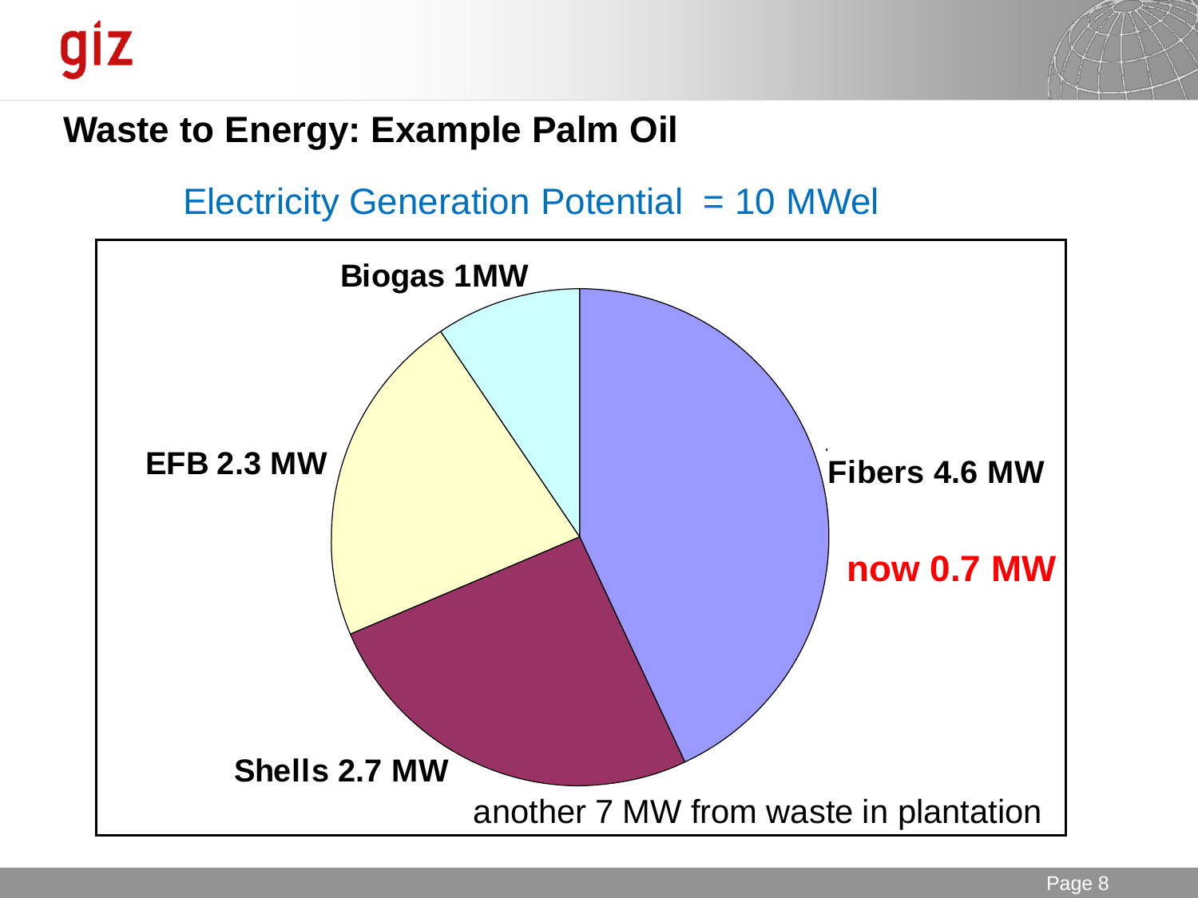## Waste to Energy: Example Palm Oil

Electricity Generation Potential = 10 MWel

**Biogas 1MW**

**EFB 2.3 MW**

**Fibers 4.6 MW**

**now 0.7 MW**

**Shells 2.7 MW**

another 7 MW from waste in plantation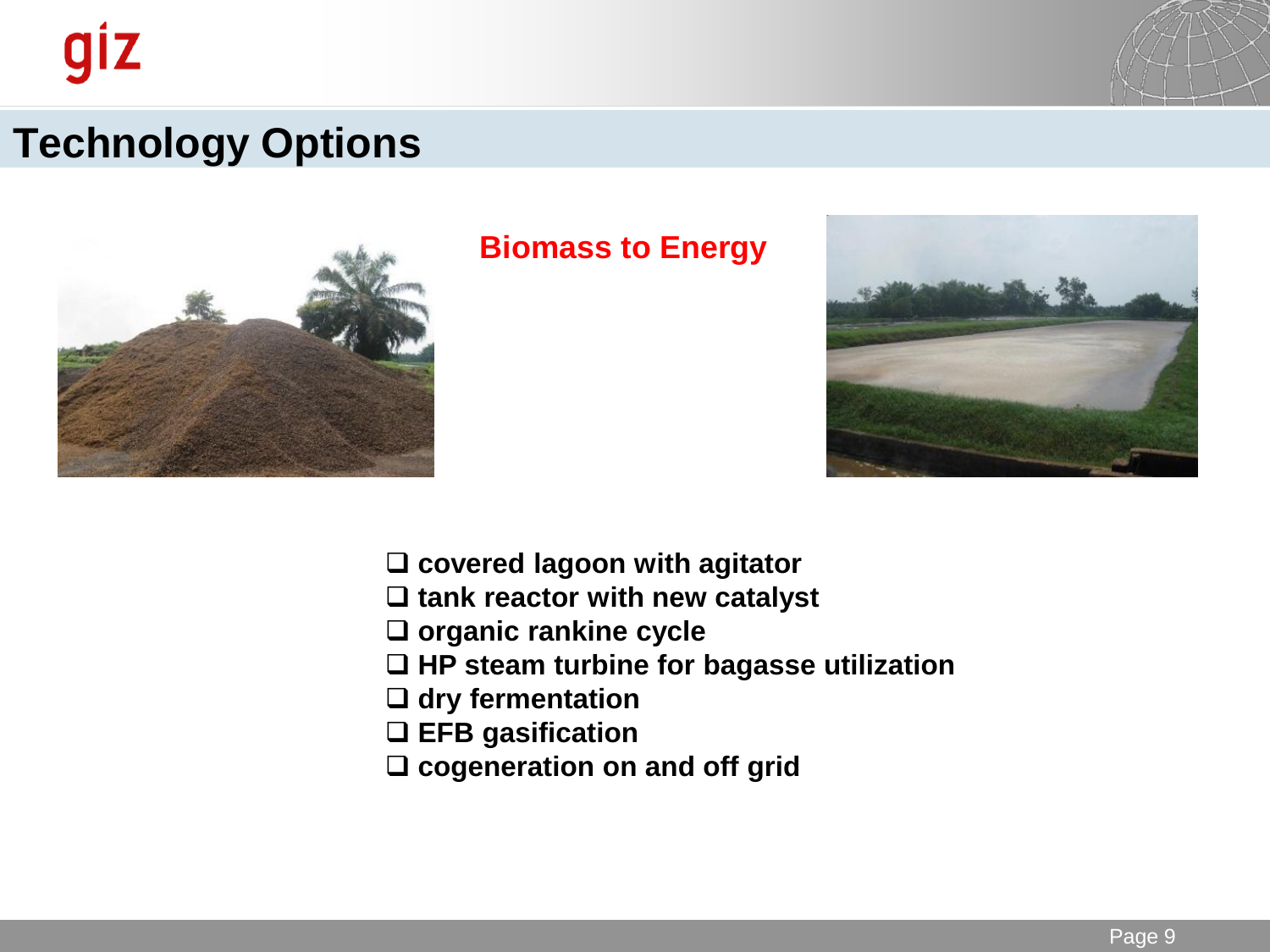# Technology Options

## Biomass to Energy

- covered lagoon with agitator
- tank reactor with new catalyst
- organic rankine cycle
- HP steam turbine for bagasse utilization
- dry fermentation
- EFB gasification
- cogeneration on and off grid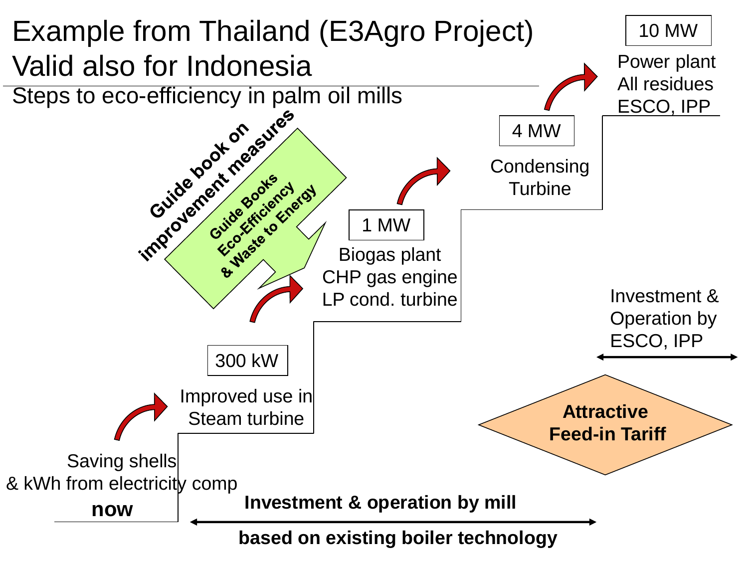# Example from Thailand (E3Agro Project) Valid also for Indonesia

## Steps to eco-efficiency in palm oil mills

**Guide book on improvement measures**

**Guide Books Eco-Efficiency & Waste to Energy**

Saving shells & kWh from electricity comp

**now**

300 kW

Improved use in Steam turbine

1 MW

Biogas plant CHP gas engine LP cond. turbine

4 MW

Condensing Turbine

10 MW

Power plant All residues ESCO, IPP

Investment & Operation by ESCO, IPP

**Attractive Feed-in Tariff**

**Investment & operation by mill**

**based on existing boiler technology**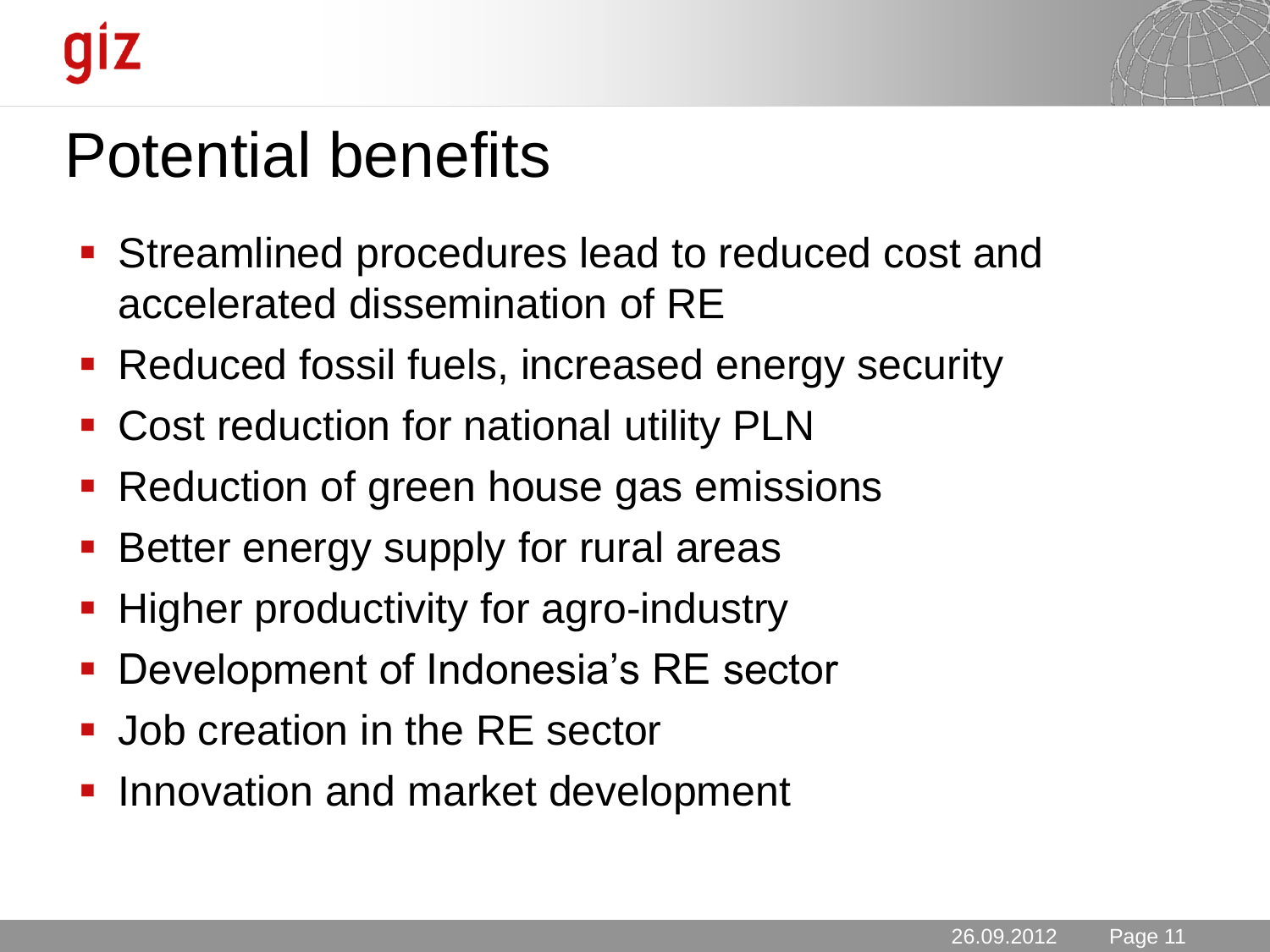# Potential benefits

- Streamlined procedures lead to reduced cost and accelerated dissemination of RE
- Reduced fossil fuels, increased energy security
- Cost reduction for national utility PLN
- Reduction of green house gas emissions
- Better energy supply for rural areas
- Higher productivity for agro-industry
- Development of Indonesia’s RE sector
- Job creation in the RE sector
- Innovation and market development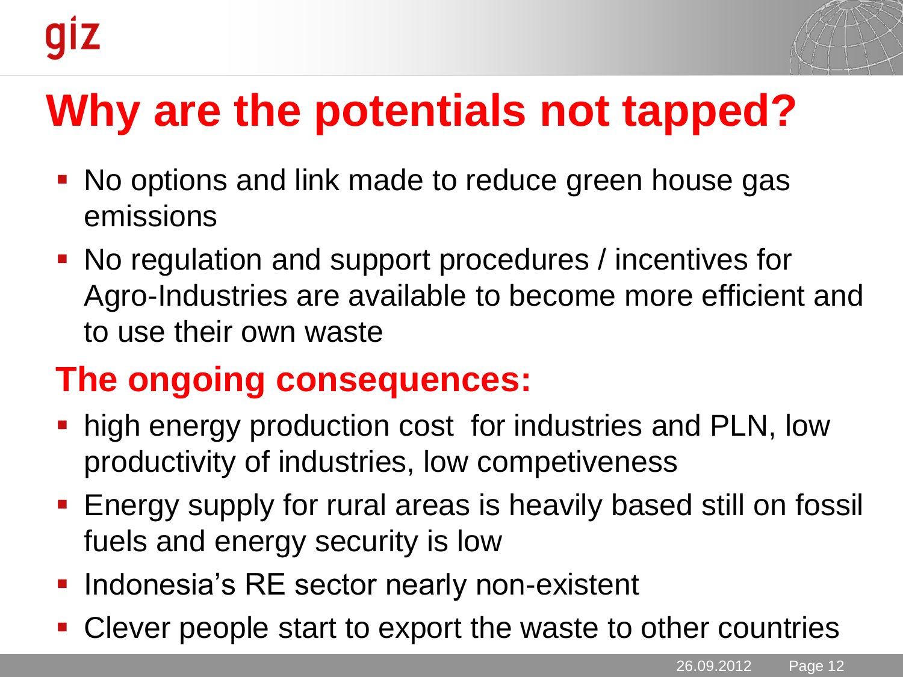# Why are the potentials not tapped?

- No options and link made to reduce green house gas emissions
- No regulation and support procedures / incentives for Agro-Industries are available to become more efficient and to use their own waste

## The ongoing consequences:

- high energy production cost for industries and PLN, low productivity of industries, low competiveness
- Energy supply for rural areas is heavily based still on fossil fuels and energy security is low
- Indonesia's RE sector nearly non-existent
- Clever people start to export the waste to other countries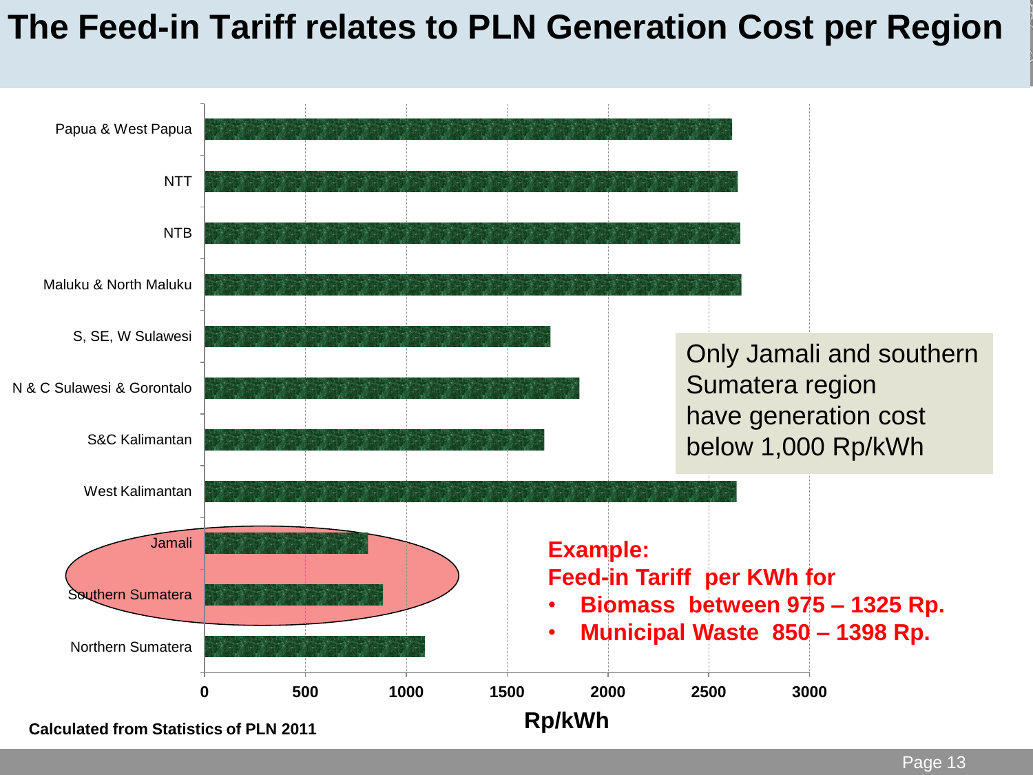# The Feed-in Tariff relates to PLN Generation Cost per Region

| Region | Rp/kWh (approx.) |
|---|---|
| Papua & West Papua | ~2610 |
| NTT | ~2640 |
| NTB | ~2650 |
| Maluku & North Maluku | ~2660 |
| S, SE, W Sulawesi | ~1710 |
| N & C Sulawesi & Gorontalo | ~1860 |
| S&C Kalimantan | ~1680 |
| West Kalimantan | ~2640 |
| Jamali | ~810 |
| Southern Sumatera | ~880 |
| Northern Sumatera | ~1090 |

Rp/kWh

Only Jamali and southern Sumatera region have generation cost below 1,000 Rp/kWh

**Example:**
**Feed-in Tariff per KWh for**
- **Biomass between 975 – 1325 Rp.**
- **Municipal Waste 850 – 1398 Rp.**

**Calculated from Statistics of PLN 2011**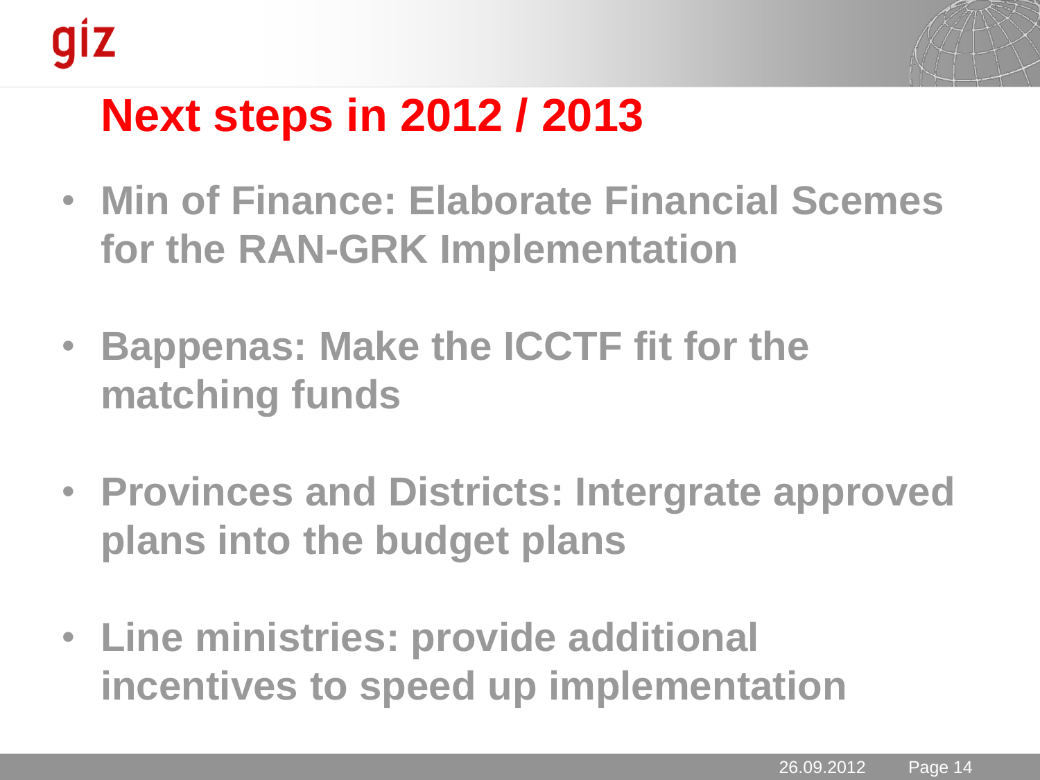# Next steps in 2012 / 2013

- **Min of Finance: Elaborate Financial Scemes for the RAN-GRK Implementation**
- **Bappenas: Make the ICCTF fit for the matching funds**
- **Provinces and Districts: Intergrate approved plans into the budget plans**
- **Line ministries: provide additional incentives to speed up implementation**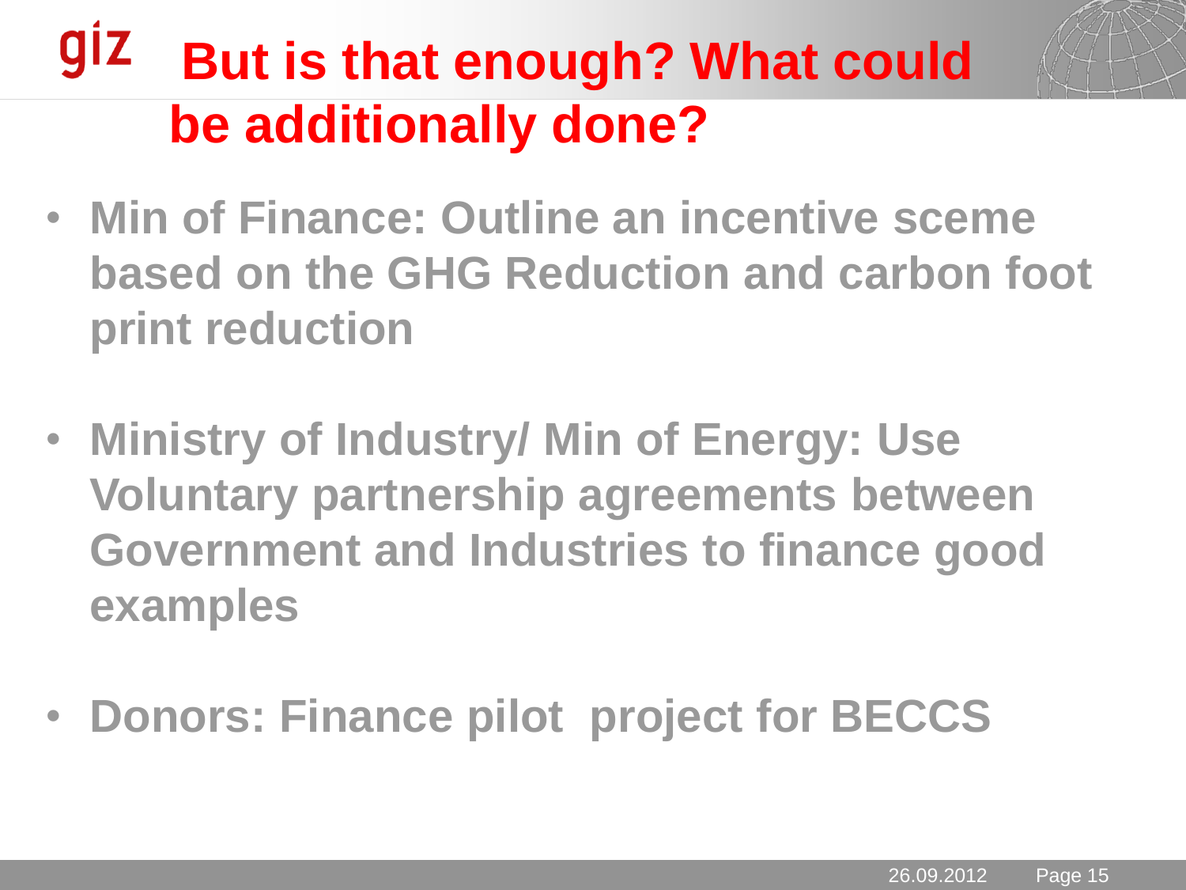# But is that enough? What could be additionally done?

- **Min of Finance: Outline an incentive sceme based on the GHG Reduction and carbon foot print reduction**

- **Ministry of Industry/ Min of Energy: Use Voluntary partnership agreements between Government and Industries to finance good examples**

- **Donors: Finance pilot project for BECCS**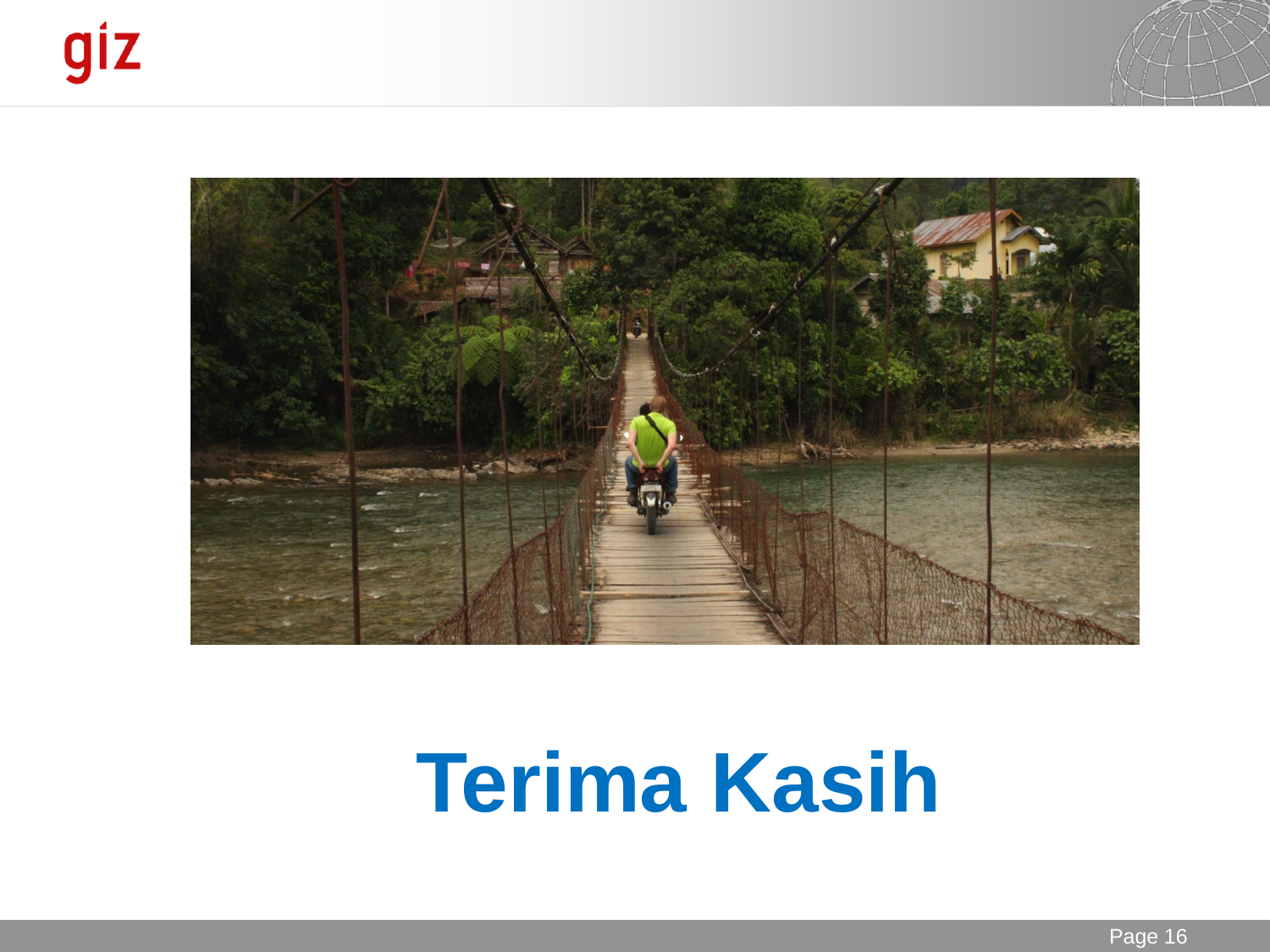# Terima Kasih